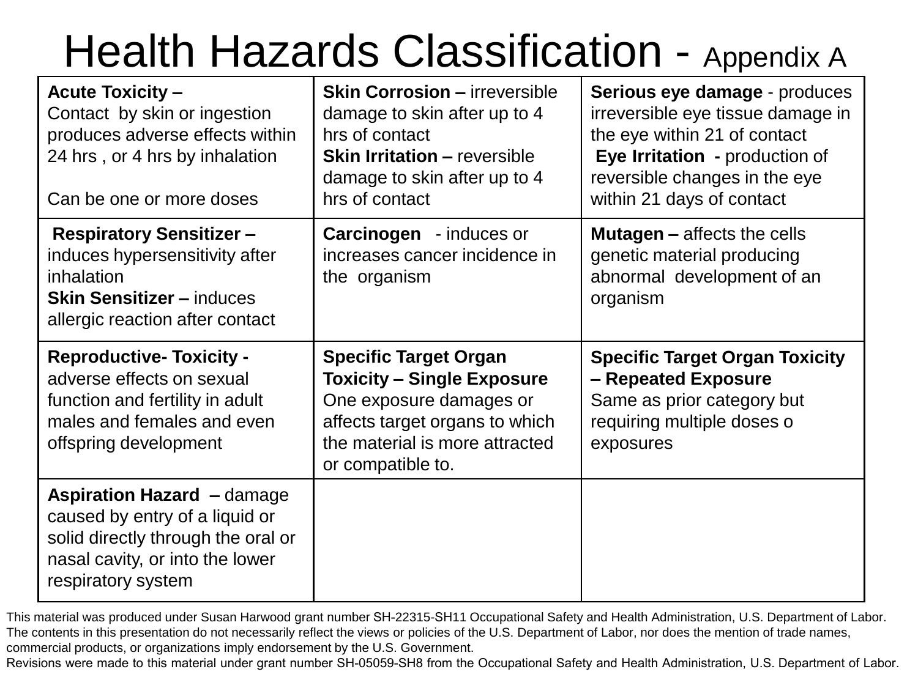# Health Hazards Classification - Appendix A

| | | |
|---|---|---|
| **Acute Toxicity –** Contact by skin or ingestion produces adverse effects within 24 hrs , or 4 hrs by inhalation<br><br>Can be one or more doses | **Skin Corrosion –** irreversible damage to skin after up to 4 hrs of contact<br>**Skin Irritation –** reversible damage to skin after up to 4 hrs of contact | **Serious eye damage** - produces irreversible eye tissue damage in the eye within 21 of contact<br>**Eye Irritation -** production of reversible changes in the eye within 21 days of contact |
| **Respiratory Sensitizer –** induces hypersensitivity after inhalation<br>**Skin Sensitizer –** induces allergic reaction after contact | **Carcinogen** - induces or increases cancer incidence in the organism | **Mutagen –** affects the cells genetic material producing abnormal development of an organism |
| **Reproductive- Toxicity -** adverse effects on sexual function and fertility in adult males and females and even offspring development | **Specific Target Organ Toxicity – Single Exposure**<br>One exposure damages or affects target organs to which the material is more attracted or compatible to. | **Specific Target Organ Toxicity – Repeated Exposure**<br>Same as prior category but requiring multiple doses o exposures |
| **Aspiration Hazard –** damage caused by entry of a liquid or solid directly through the oral or nasal cavity, or into the lower respiratory system | | |

This material was produced under Susan Harwood grant number SH-22315-SH11 Occupational Safety and Health Administration, U.S. Department of Labor. The contents in this presentation do not necessarily reflect the views or policies of the U.S. Department of Labor, nor does the mention of trade names, commercial products, or organizations imply endorsement by the U.S. Government.
Revisions were made to this material under grant number SH-05059-SH8 from the Occupational Safety and Health Administration, U.S. Department of Labor.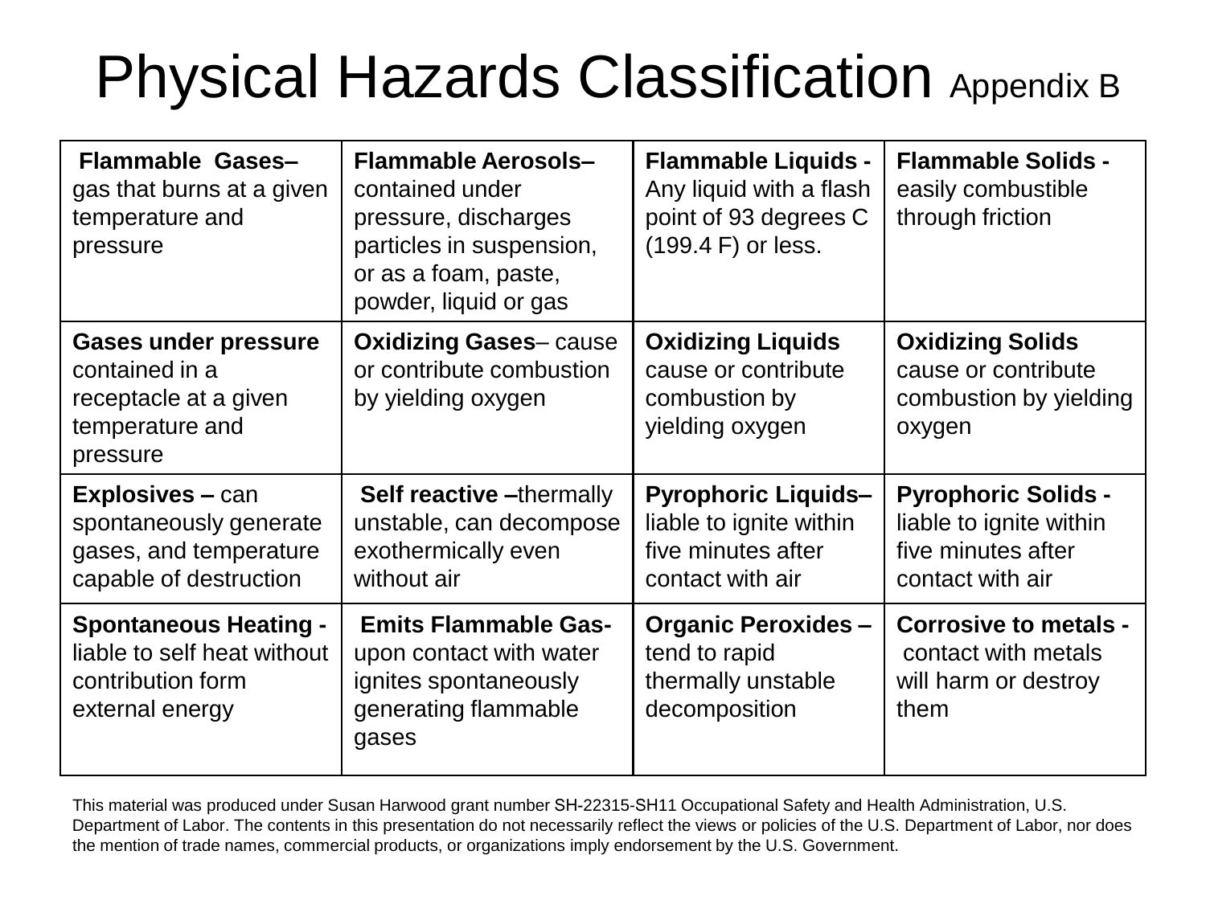# Physical Hazards Classification Appendix B

| | | | |
|---|---|---|---|
| **Flammable Gases–** gas that burns at a given temperature and pressure | **Flammable Aerosols–** contained under pressure, discharges particles in suspension, or as a foam, paste, powder, liquid or gas | **Flammable Liquids -** Any liquid with a flash point of 93 degrees C (199.4 F) or less. | **Flammable Solids -** easily combustible through friction |
| **Gases under pressure** contained in a receptacle at a given temperature and pressure | **Oxidizing Gases**– cause or contribute combustion by yielding oxygen | **Oxidizing Liquids** cause or contribute combustion by yielding oxygen | **Oxidizing Solids** cause or contribute combustion by yielding oxygen |
| **Explosives –** can spontaneously generate gases, and temperature capable of destruction | **Self reactive –**thermally unstable, can decompose exothermically even without air | **Pyrophoric Liquids–** liable to ignite within five minutes after contact with air | **Pyrophoric Solids -** liable to ignite within five minutes after contact with air |
| **Spontaneous Heating -** liable to self heat without contribution form external energy | **Emits Flammable Gas-** upon contact with water ignites spontaneously generating flammable gases | **Organic Peroxides –** tend to rapid thermally unstable decomposition | **Corrosive to metals -** contact with metals will harm or destroy them |

This material was produced under Susan Harwood grant number SH-22315-SH11 Occupational Safety and Health Administration, U.S. Department of Labor. The contents in this presentation do not necessarily reflect the views or policies of the U.S. Department of Labor, nor does the mention of trade names, commercial products, or organizations imply endorsement by the U.S. Government.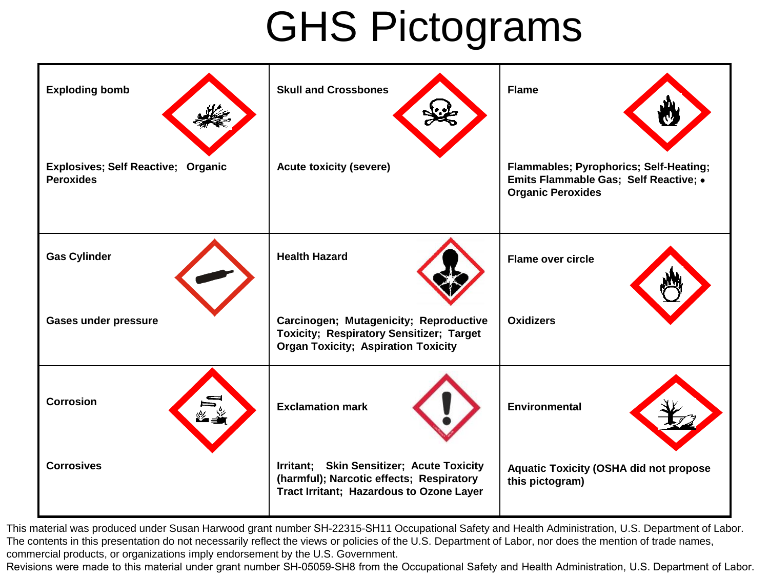# GHS Pictograms

| | | |
|---|---|---|
| **Exploding bomb**<br><br>**Explosives; Self Reactive; Organic Peroxides** | **Skull and Crossbones**<br><br>**Acute toxicity (severe)** | **Flame**<br><br>**Flammables; Pyrophorics; Self-Heating; Emits Flammable Gas; Self Reactive; • Organic Peroxides** |
| **Gas Cylinder**<br><br>**Gases under pressure** | **Health Hazard**<br><br>**Carcinogen; Mutagenicity; Reproductive Toxicity; Respiratory Sensitizer; Target Organ Toxicity; Aspiration Toxicity** | **Flame over circle**<br><br>**Oxidizers** |
| **Corrosion**<br><br>**Corrosives** | **Exclamation mark**<br><br>**Irritant; Skin Sensitizer; Acute Toxicity (harmful); Narcotic effects; Respiratory Tract Irritant; Hazardous to Ozone Layer** | **Environmental**<br><br>**Aquatic Toxicity (OSHA did not propose this pictogram)** |

This material was produced under Susan Harwood grant number SH-22315-SH11 Occupational Safety and Health Administration, U.S. Department of Labor. The contents in this presentation do not necessarily reflect the views or policies of the U.S. Department of Labor, nor does the mention of trade names, commercial products, or organizations imply endorsement by the U.S. Government.
Revisions were made to this material under grant number SH-05059-SH8 from the Occupational Safety and Health Administration, U.S. Department of Labor.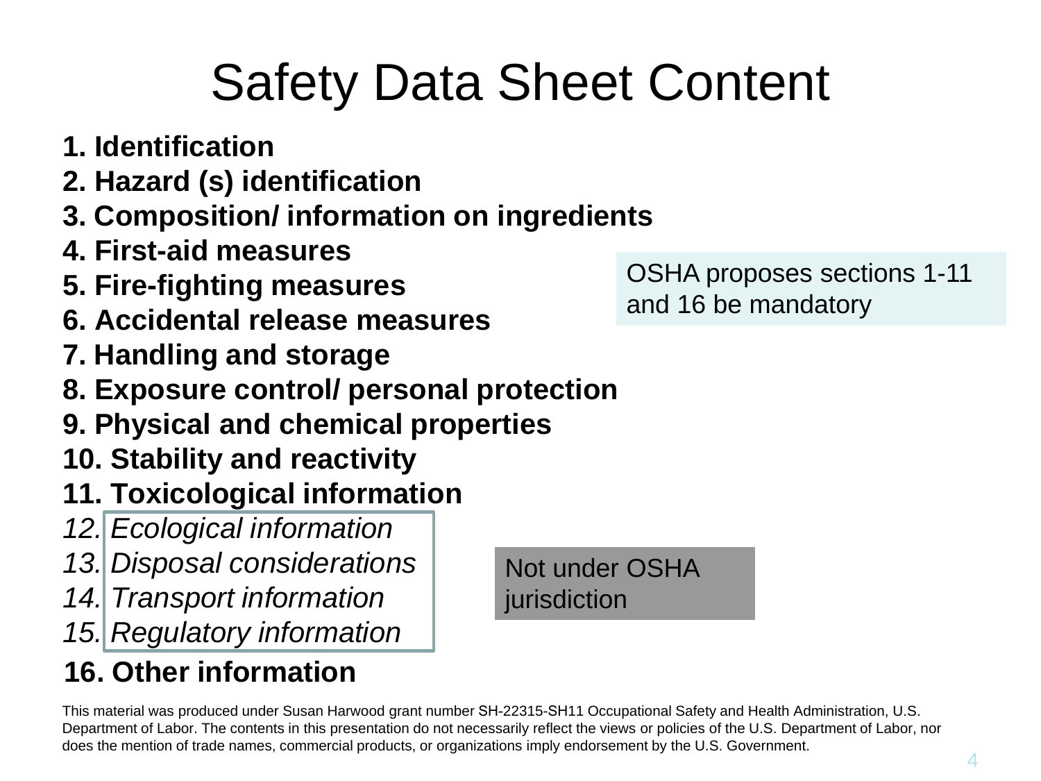# Safety Data Sheet Content

**1. Identification**
**2. Hazard (s) identification**
**3. Composition/ information on ingredients**
**4. First-aid measures**
**5. Fire-fighting measures**
**6. Accidental release measures**
**7. Handling and storage**
**8. Exposure control/ personal protection**
**9. Physical and chemical properties**
**10. Stability and reactivity**
**11. Toxicological information**
*12. Ecological information*
*13. Disposal considerations*
*14. Transport information*
*15. Regulatory information*
**16. Other information**

OSHA proposes sections 1-11 and 16 be mandatory

Not under OSHA jurisdiction

This material was produced under Susan Harwood grant number SH-22315-SH11 Occupational Safety and Health Administration, U.S. Department of Labor. The contents in this presentation do not necessarily reflect the views or policies of the U.S. Department of Labor, nor does the mention of trade names, commercial products, or organizations imply endorsement by the U.S. Government.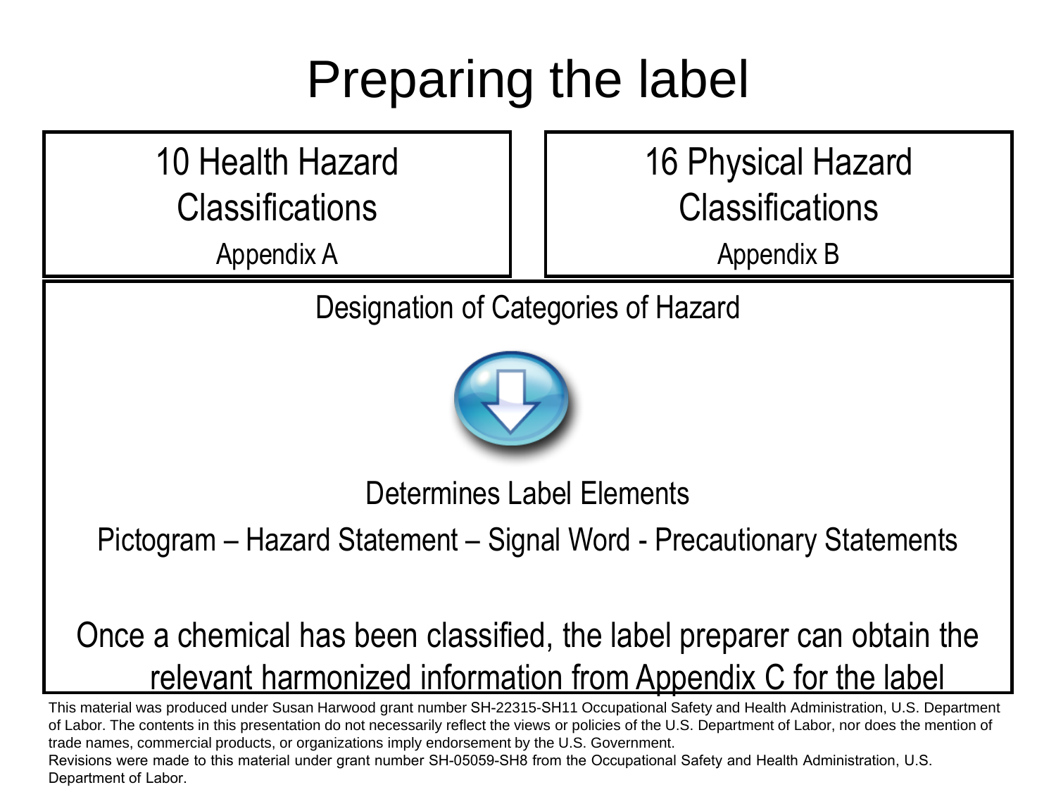# Preparing the label

**10 Health Hazard Classifications**

Appendix A

**16 Physical Hazard Classifications**

Appendix B

Designation of Categories of Hazard

Determines Label Elements

Pictogram – Hazard Statement – Signal Word - Precautionary Statements

Once a chemical has been classified, the label preparer can obtain the relevant harmonized information from Appendix C for the label

This material was produced under Susan Harwood grant number SH-22315-SH11 Occupational Safety and Health Administration, U.S. Department of Labor. The contents in this presentation do not necessarily reflect the views or policies of the U.S. Department of Labor, nor does the mention of trade names, commercial products, or organizations imply endorsement by the U.S. Government.
Revisions were made to this material under grant number SH-05059-SH8 from the Occupational Safety and Health Administration, U.S. Department of Labor.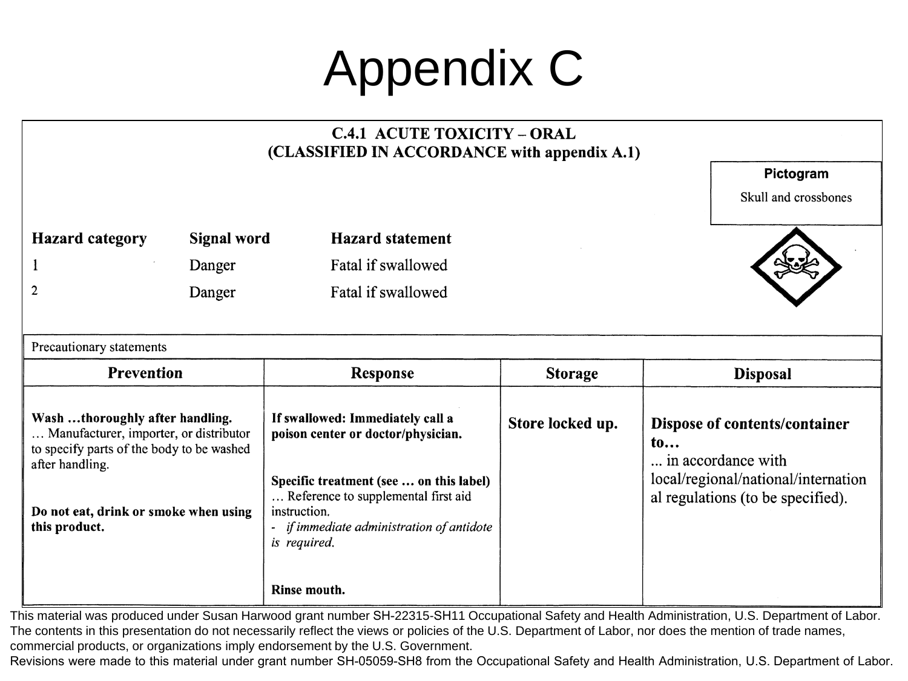# Appendix C

## C.4.1 ACUTE TOXICITY – ORAL
**(CLASSIFIED IN ACCORDANCE with appendix A.1)**

**Pictogram**

Skull and crossbones

| Hazard category | Signal word | Hazard statement |
|---|---|---|
| 1 | Danger | Fatal if swallowed |
| 2 | Danger | Fatal if swallowed |

Precautionary statements

| Prevention | Response | Storage | Disposal |
|---|---|---|---|
| **Wash …thoroughly after handling.** … Manufacturer, importer, or distributor to specify parts of the body to be washed after handling. **Do not eat, drink or smoke when using this product.** | **If swallowed: Immediately call a poison center or doctor/physician.** **Specific treatment (see … on this label)** … Reference to supplemental first aid instruction. - *if immediate administration of antidote is required.* **Rinse mouth.** | **Store locked up.** | **Dispose of contents/container to…** ... in accordance with local/regional/national/international regulations (to be specified). |

This material was produced under Susan Harwood grant number SH-22315-SH11 Occupational Safety and Health Administration, U.S. Department of Labor. The contents in this presentation do not necessarily reflect the views or policies of the U.S. Department of Labor, nor does the mention of trade names, commercial products, or organizations imply endorsement by the U.S. Government.
Revisions were made to this material under grant number SH-05059-SH8 from the Occupational Safety and Health Administration, U.S. Department of Labor.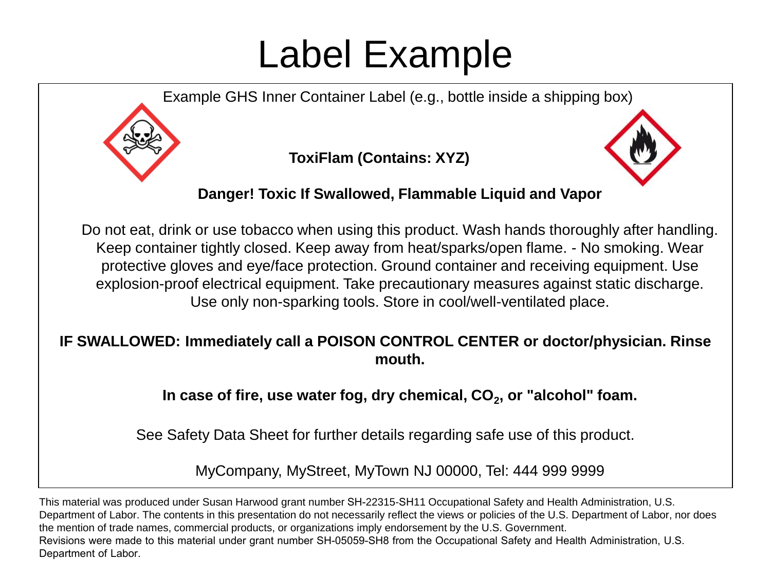# Label Example

Example GHS Inner Container Label (e.g., bottle inside a shipping box)

**ToxiFlam (Contains: XYZ)**

**Danger! Toxic If Swallowed, Flammable Liquid and Vapor**

Do not eat, drink or use tobacco when using this product. Wash hands thoroughly after handling. Keep container tightly closed. Keep away from heat/sparks/open flame. - No smoking. Wear protective gloves and eye/face protection. Ground container and receiving equipment. Use explosion-proof electrical equipment. Take precautionary measures against static discharge. Use only non-sparking tools. Store in cool/well-ventilated place.

**IF SWALLOWED: Immediately call a POISON CONTROL CENTER or doctor/physician. Rinse mouth.**

**In case of fire, use water fog, dry chemical, $CO_2$, or "alcohol" foam.**

See Safety Data Sheet for further details regarding safe use of this product.

MyCompany, MyStreet, MyTown NJ 00000, Tel: 444 999 9999

This material was produced under Susan Harwood grant number SH-22315-SH11 Occupational Safety and Health Administration, U.S. Department of Labor. The contents in this presentation do not necessarily reflect the views or policies of the U.S. Department of Labor, nor does the mention of trade names, commercial products, or organizations imply endorsement by the U.S. Government.
Revisions were made to this material under grant number SH-05059-SH8 from the Occupational Safety and Health Administration, U.S. Department of Labor.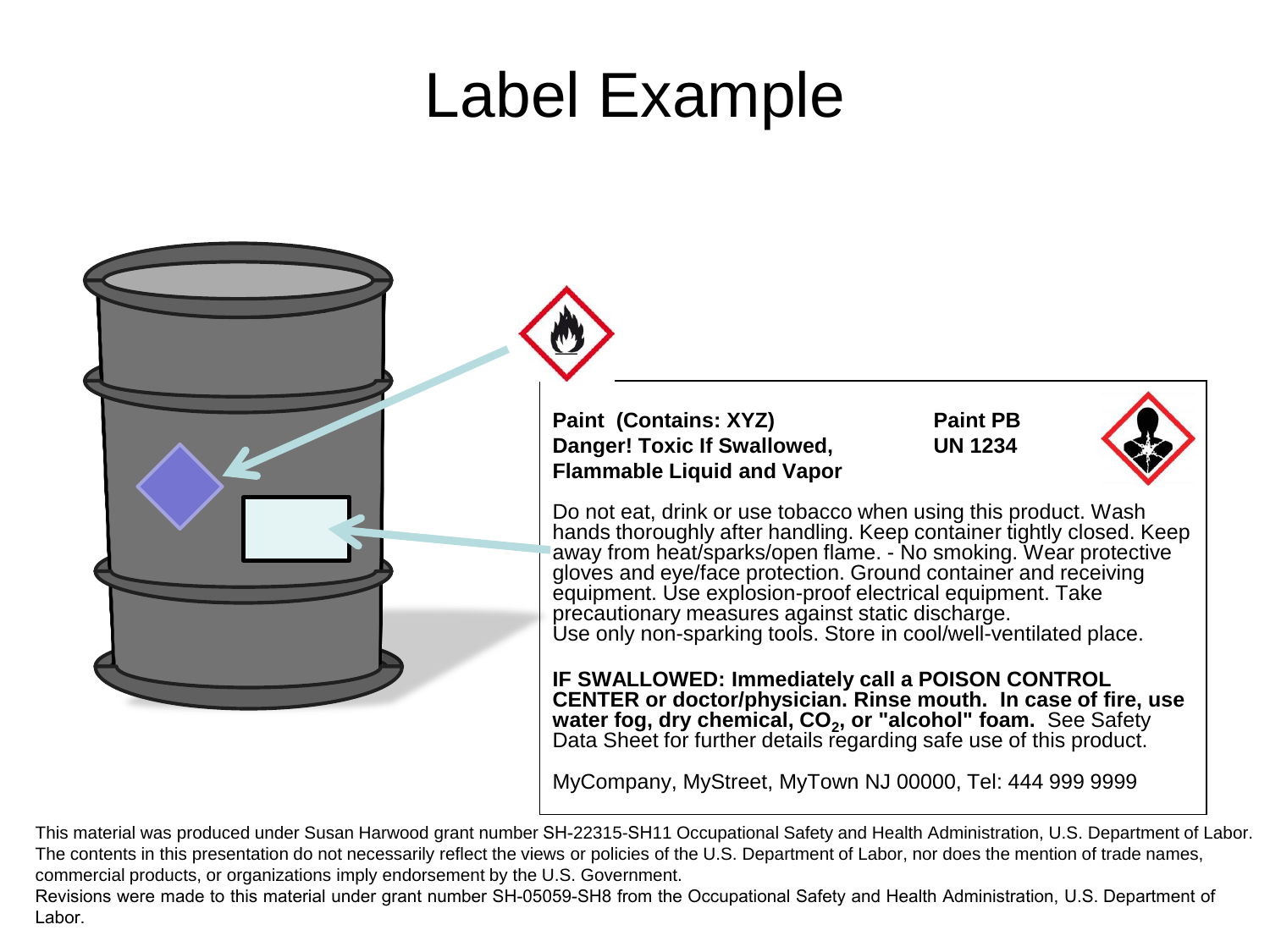# Label Example

**Paint (Contains: XYZ)**
**Danger! Toxic If Swallowed,**
**Flammable Liquid and Vapor**

**Paint PB**
**UN 1234**

Do not eat, drink or use tobacco when using this product. Wash hands thoroughly after handling. Keep container tightly closed. Keep away from heat/sparks/open flame. - No smoking. Wear protective gloves and eye/face protection. Ground container and receiving equipment. Use explosion-proof electrical equipment. Take precautionary measures against static discharge.
Use only non-sparking tools. Store in cool/well-ventilated place.

**IF SWALLOWED: Immediately call a POISON CONTROL CENTER or doctor/physician. Rinse mouth. In case of fire, use water fog, dry chemical, $CO_2$, or "alcohol" foam.** See Safety Data Sheet for further details regarding safe use of this product.

MyCompany, MyStreet, MyTown NJ 00000, Tel: 444 999 9999

This material was produced under Susan Harwood grant number SH-22315-SH11 Occupational Safety and Health Administration, U.S. Department of Labor. The contents in this presentation do not necessarily reflect the views or policies of the U.S. Department of Labor, nor does the mention of trade names, commercial products, or organizations imply endorsement by the U.S. Government.
Revisions were made to this material under grant number SH-05059-SH8 from the Occupational Safety and Health Administration, U.S. Department of Labor.